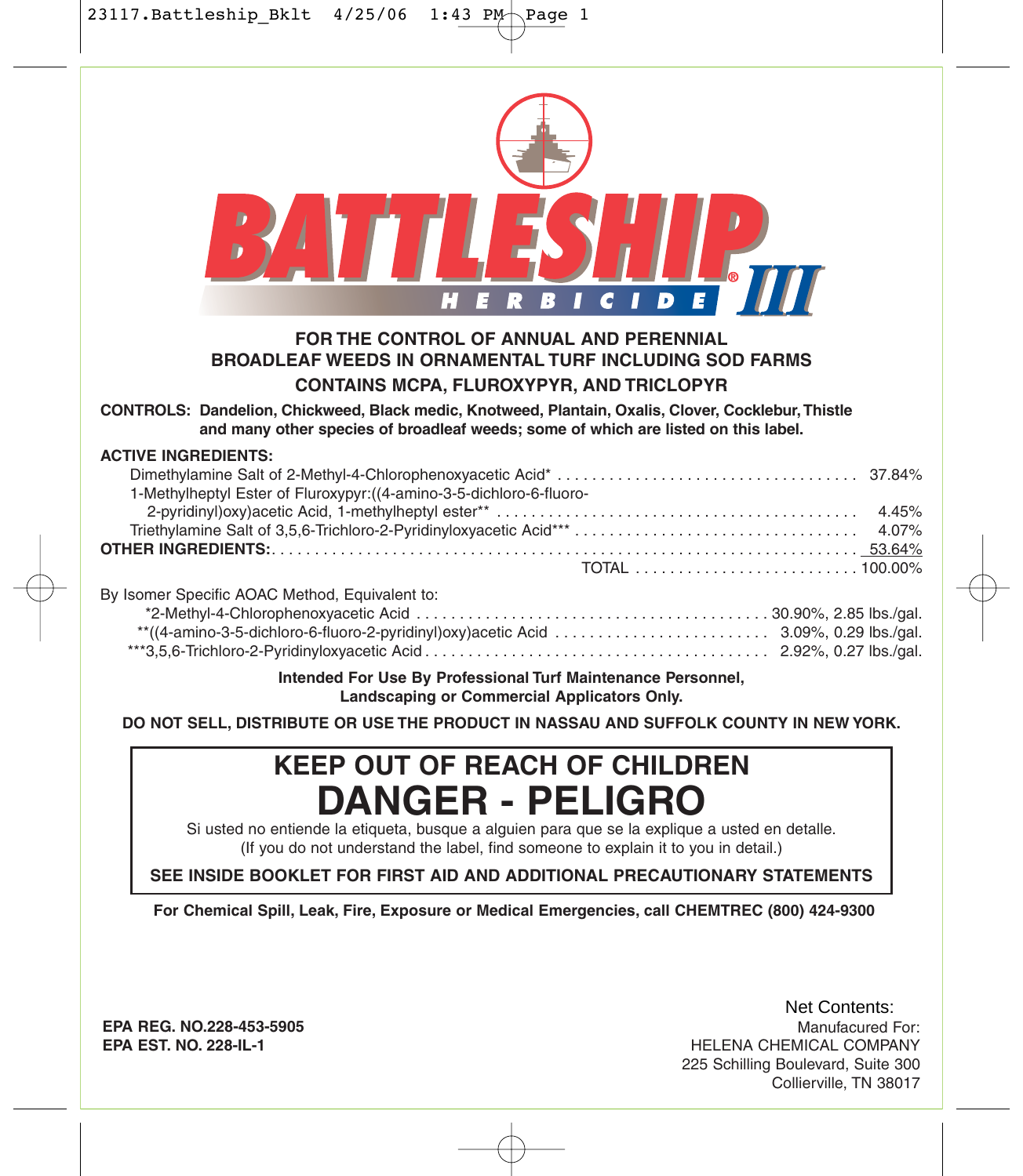# BATTLESHIP® III

## HERBICIDE

**FOR THE CONTROL OF ANNUAL AND PERENNIAL BROADLEAF WEEDS IN ORNAMENTAL TURF INCLUDING SOD FARMS**

**CONTAINS MCPA, FLUROXYPYR, AND TRICLOPYR**

**CONTROLS: Dandelion, Chickweed, Black medic, Knotweed, Plantain, Oxalis, Clover, Cocklebur, Thistle and many other species of broadleaf weeds; some of which are listed on this label.**

**ACTIVE INGREDIENTS:**

| | |
|---|---|
| Dimethylamine Salt of 2-Methyl-4-Chlorophenoxyacetic Acid* | 37.84% |
| 1-Methylheptyl Ester of Fluroxypyr:((4-amino-3-5-dichloro-6-fluoro-2-pyridinyl)oxy)acetic Acid, 1-methylheptyl ester** | 4.45% |
| Triethylamine Salt of 3,5,6-Trichloro-2-Pyridinyloxyacetic Acid*** | 4.07% |
| **OTHER INGREDIENTS:** | 53.64% |
| TOTAL | 100.00% |

By Isomer Specific AOAC Method, Equivalent to:

| | |
|---|---|
| *2-Methyl-4-Chlorophenoxyacetic Acid | 30.90%, 2.85 lbs./gal. |
| **((4-amino-3-5-dichloro-6-fluoro-2-pyridinyl)oxy)acetic Acid | 3.09%, 0.29 lbs./gal. |
| ***3,5,6-Trichloro-2-Pyridinyloxyacetic Acid | 2.92%, 0.27 lbs./gal. |

**Intended For Use By Professional Turf Maintenance Personnel, Landscaping or Commercial Applicators Only.**

**DO NOT SELL, DISTRIBUTE OR USE THE PRODUCT IN NASSAU AND SUFFOLK COUNTY IN NEW YORK.**

## KEEP OUT OF REACH OF CHILDREN

# DANGER - PELIGRO

Si usted no entiende la etiqueta, busque a alguien para que se la explique a usted en detalle.
(If you do not understand the label, find someone to explain it to you in detail.)

**SEE INSIDE BOOKLET FOR FIRST AID AND ADDITIONAL PRECAUTIONARY STATEMENTS**

**For Chemical Spill, Leak, Fire, Exposure or Medical Emergencies, call CHEMTREC (800) 424-9300**

**EPA REG. NO.228-453-5905**
**EPA EST. NO. 228-IL-1**

Net Contents:

Manufacured For:
HELENA CHEMICAL COMPANY
225 Schilling Boulevard, Suite 300
Collierville, TN 38017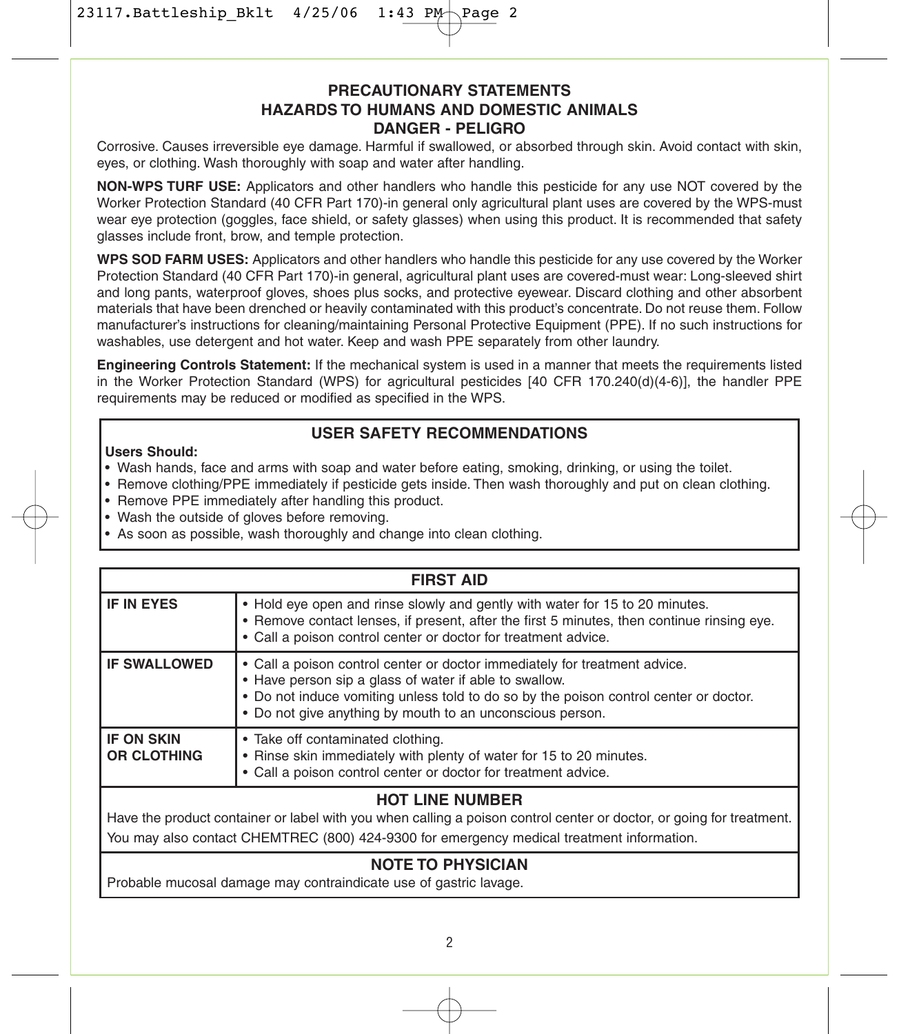## PRECAUTIONARY STATEMENTS
## HAZARDS TO HUMANS AND DOMESTIC ANIMALS
## DANGER - PELIGRO

Corrosive. Causes irreversible eye damage. Harmful if swallowed, or absorbed through skin. Avoid contact with skin, eyes, or clothing. Wash thoroughly with soap and water after handling.

**NON-WPS TURF USE:** Applicators and other handlers who handle this pesticide for any use NOT covered by the Worker Protection Standard (40 CFR Part 170)-in general only agricultural plant uses are covered by the WPS-must wear eye protection (goggles, face shield, or safety glasses) when using this product. It is recommended that safety glasses include front, brow, and temple protection.

**WPS SOD FARM USES:** Applicators and other handlers who handle this pesticide for any use covered by the Worker Protection Standard (40 CFR Part 170)-in general, agricultural plant uses are covered-must wear: Long-sleeved shirt and long pants, waterproof gloves, shoes plus socks, and protective eyewear. Discard clothing and other absorbent materials that have been drenched or heavily contaminated with this product's concentrate. Do not reuse them. Follow manufacturer's instructions for cleaning/maintaining Personal Protective Equipment (PPE). If no such instructions for washables, use detergent and hot water. Keep and wash PPE separately from other laundry.

**Engineering Controls Statement:** If the mechanical system is used in a manner that meets the requirements listed in the Worker Protection Standard (WPS) for agricultural pesticides [40 CFR 170.240(d)(4-6)], the handler PPE requirements may be reduced or modified as specified in the WPS.

### USER SAFETY RECOMMENDATIONS

**Users Should:**

- Wash hands, face and arms with soap and water before eating, smoking, drinking, or using the toilet.
- Remove clothing/PPE immediately if pesticide gets inside. Then wash thoroughly and put on clean clothing.
- Remove PPE immediately after handling this product.
- Wash the outside of gloves before removing.
- As soon as possible, wash thoroughly and change into clean clothing.

### FIRST AID

| | |
|---|---|
| **IF IN EYES** | • Hold eye open and rinse slowly and gently with water for 15 to 20 minutes.<br>• Remove contact lenses, if present, after the first 5 minutes, then continue rinsing eye.<br>• Call a poison control center or doctor for treatment advice. |
| **IF SWALLOWED** | • Call a poison control center or doctor immediately for treatment advice.<br>• Have person sip a glass of water if able to swallow.<br>• Do not induce vomiting unless told to do so by the poison control center or doctor.<br>• Do not give anything by mouth to an unconscious person. |
| **IF ON SKIN OR CLOTHING** | • Take off contaminated clothing.<br>• Rinse skin immediately with plenty of water for 15 to 20 minutes.<br>• Call a poison control center or doctor for treatment advice. |

### HOT LINE NUMBER

Have the product container or label with you when calling a poison control center or doctor, or going for treatment. You may also contact CHEMTREC (800) 424-9300 for emergency medical treatment information.

### NOTE TO PHYSICIAN

Probable mucosal damage may contraindicate use of gastric lavage.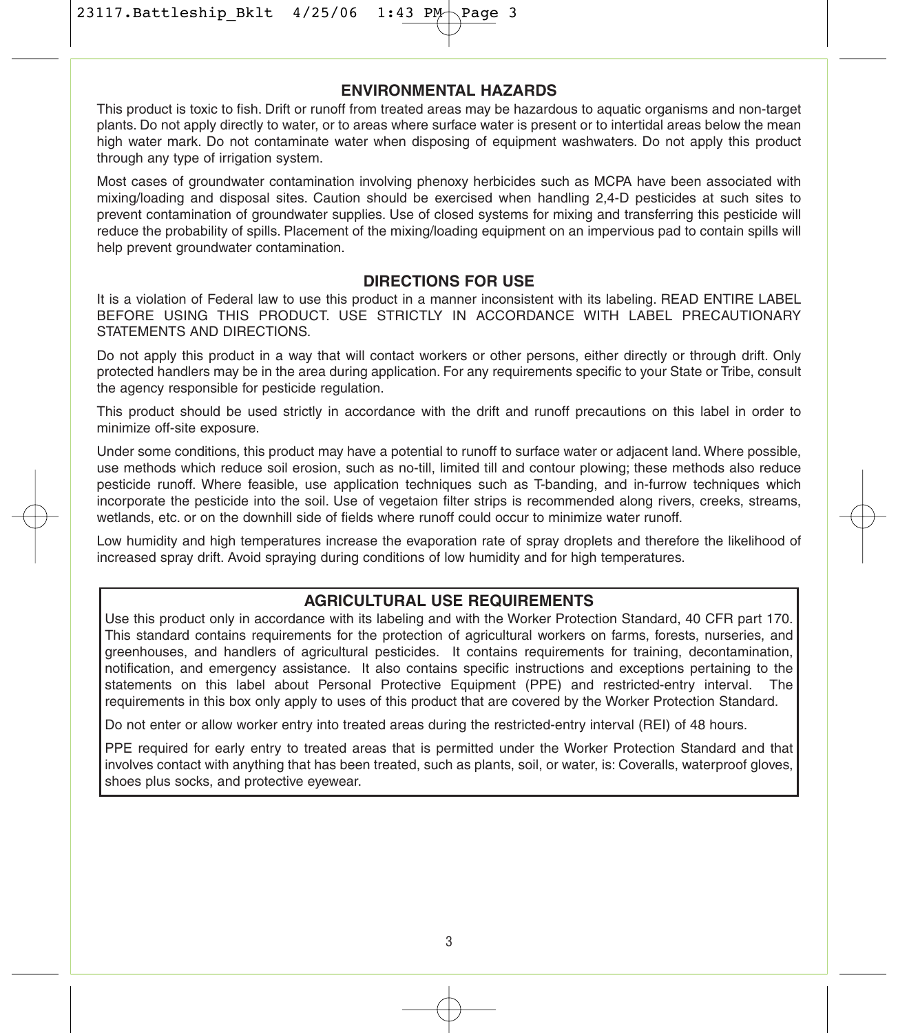## ENVIRONMENTAL HAZARDS

This product is toxic to fish. Drift or runoff from treated areas may be hazardous to aquatic organisms and non-target plants. Do not apply directly to water, or to areas where surface water is present or to intertidal areas below the mean high water mark. Do not contaminate water when disposing of equipment washwaters. Do not apply this product through any type of irrigation system.

Most cases of groundwater contamination involving phenoxy herbicides such as MCPA have been associated with mixing/loading and disposal sites. Caution should be exercised when handling 2,4-D pesticides at such sites to prevent contamination of groundwater supplies. Use of closed systems for mixing and transferring this pesticide will reduce the probability of spills. Placement of the mixing/loading equipment on an impervious pad to contain spills will help prevent groundwater contamination.

## DIRECTIONS FOR USE

It is a violation of Federal law to use this product in a manner inconsistent with its labeling. READ ENTIRE LABEL BEFORE USING THIS PRODUCT. USE STRICTLY IN ACCORDANCE WITH LABEL PRECAUTIONARY STATEMENTS AND DIRECTIONS.

Do not apply this product in a way that will contact workers or other persons, either directly or through drift. Only protected handlers may be in the area during application. For any requirements specific to your State or Tribe, consult the agency responsible for pesticide regulation.

This product should be used strictly in accordance with the drift and runoff precautions on this label in order to minimize off-site exposure.

Under some conditions, this product may have a potential to runoff to surface water or adjacent land. Where possible, use methods which reduce soil erosion, such as no-till, limited till and contour plowing; these methods also reduce pesticide runoff. Where feasible, use application techniques such as T-banding, and in-furrow techniques which incorporate the pesticide into the soil. Use of vegetaion filter strips is recommended along rivers, creeks, streams, wetlands, etc. or on the downhill side of fields where runoff could occur to minimize water runoff.

Low humidity and high temperatures increase the evaporation rate of spray droplets and therefore the likelihood of increased spray drift. Avoid spraying during conditions of low humidity and for high temperatures.

## AGRICULTURAL USE REQUIREMENTS

Use this product only in accordance with its labeling and with the Worker Protection Standard, 40 CFR part 170. This standard contains requirements for the protection of agricultural workers on farms, forests, nurseries, and greenhouses, and handlers of agricultural pesticides. It contains requirements for training, decontamination, notification, and emergency assistance. It also contains specific instructions and exceptions pertaining to the statements on this label about Personal Protective Equipment (PPE) and restricted-entry interval. The requirements in this box only apply to uses of this product that are covered by the Worker Protection Standard.

Do not enter or allow worker entry into treated areas during the restricted-entry interval (REI) of 48 hours.

PPE required for early entry to treated areas that is permitted under the Worker Protection Standard and that involves contact with anything that has been treated, such as plants, soil, or water, is: Coveralls, waterproof gloves, shoes plus socks, and protective eyewear.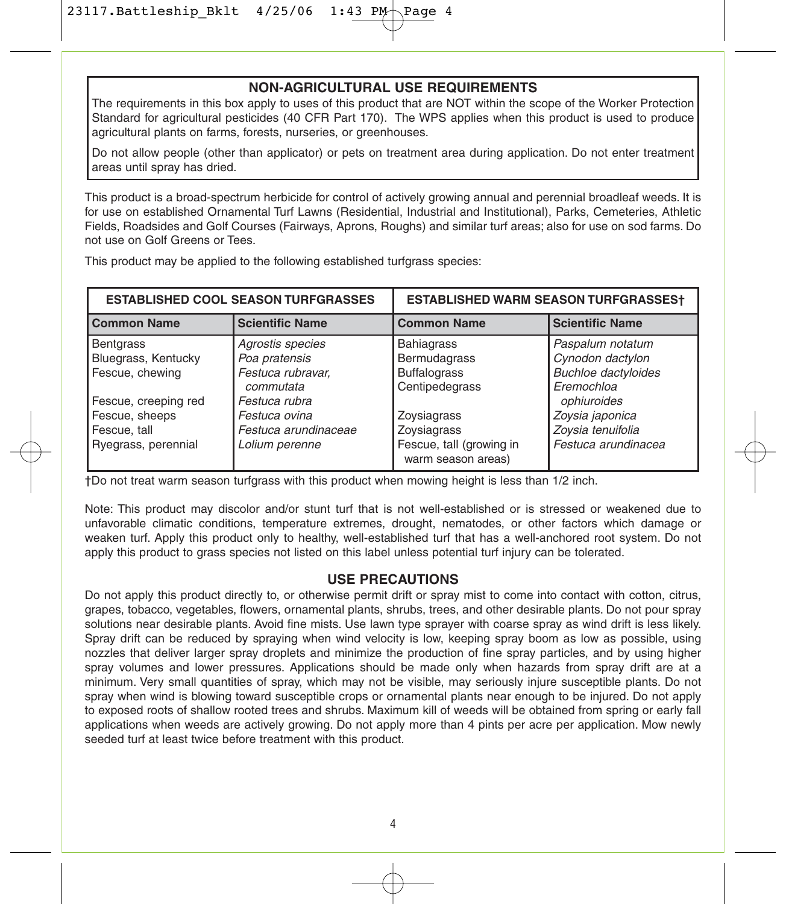## NON-AGRICULTURAL USE REQUIREMENTS

The requirements in this box apply to uses of this product that are NOT within the scope of the Worker Protection Standard for agricultural pesticides (40 CFR Part 170). The WPS applies when this product is used to produce agricultural plants on farms, forests, nurseries, or greenhouses.

Do not allow people (other than applicator) or pets on treatment area during application. Do not enter treatment areas until spray has dried.

This product is a broad-spectrum herbicide for control of actively growing annual and perennial broadleaf weeds. It is for use on established Ornamental Turf Lawns (Residential, Industrial and Institutional), Parks, Cemeteries, Athletic Fields, Roadsides and Golf Courses (Fairways, Aprons, Roughs) and similar turf areas; also for use on sod farms. Do not use on Golf Greens or Tees.

This product may be applied to the following established turfgrass species:

| ESTABLISHED COOL SEASON TURFGRASSES | | ESTABLISHED WARM SEASON TURFGRASSES† | |
|---|---|---|---|
| **Common Name** | **Scientific Name** | **Common Name** | **Scientific Name** |
| Bentgrass | *Agrostis species* | Bahiagrass | *Paspalum notatum* |
| Bluegrass, Kentucky | *Poa pratensis* | Bermudagrass | *Cynodon dactylon* |
| Fescue, chewing | *Festuca rubravar, commutata* | Buffalograss | *Buchloe dactyloides* |
| | | Centipedegrass | *Eremochloa ophiuroides* |
| Fescue, creeping red | *Festuca rubra* | | |
| Fescue, sheeps | *Festuca ovina* | Zoysiagrass | *Zoysia japonica* |
| Fescue, tall | *Festuca arundinaceae* | Zoysiagrass | *Zoysia tenuifolia* |
| Ryegrass, perennial | *Lolium perenne* | Fescue, tall (growing in warm season areas) | *Festuca arundinacea* |

†Do not treat warm season turfgrass with this product when mowing height is less than 1/2 inch.

Note: This product may discolor and/or stunt turf that is not well-established or is stressed or weakened due to unfavorable climatic conditions, temperature extremes, drought, nematodes, or other factors which damage or weaken turf. Apply this product only to healthy, well-established turf that has a well-anchored root system. Do not apply this product to grass species not listed on this label unless potential turf injury can be tolerated.

## USE PRECAUTIONS

Do not apply this product directly to, or otherwise permit drift or spray mist to come into contact with cotton, citrus, grapes, tobacco, vegetables, flowers, ornamental plants, shrubs, trees, and other desirable plants. Do not pour spray solutions near desirable plants. Avoid fine mists. Use lawn type sprayer with coarse spray as wind drift is less likely. Spray drift can be reduced by spraying when wind velocity is low, keeping spray boom as low as possible, using nozzles that deliver larger spray droplets and minimize the production of fine spray particles, and by using higher spray volumes and lower pressures. Applications should be made only when hazards from spray drift are at a minimum. Very small quantities of spray, which may not be visible, may seriously injure susceptible plants. Do not spray when wind is blowing toward susceptible crops or ornamental plants near enough to be injured. Do not apply to exposed roots of shallow rooted trees and shrubs. Maximum kill of weeds will be obtained from spring or early fall applications when weeds are actively growing. Do not apply more than 4 pints per acre per application. Mow newly seeded turf at least twice before treatment with this product.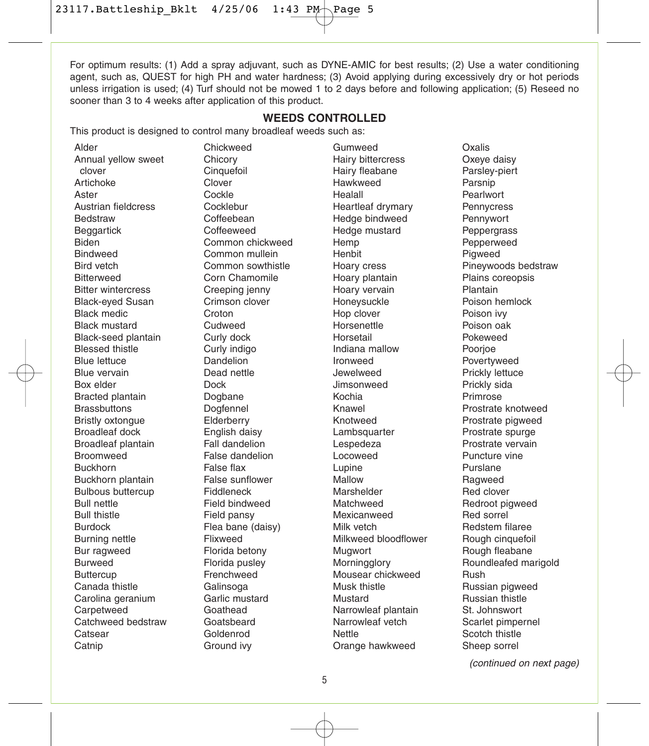For optimum results: (1) Add a spray adjuvant, such as DYNE-AMIC for best results; (2) Use a water conditioning agent, such as, QUEST for high PH and water hardness; (3) Avoid applying during excessively dry or hot periods unless irrigation is used; (4) Turf should not be mowed 1 to 2 days before and following application; (5) Reseed no sooner than 3 to 4 weeks after application of this product.

## WEEDS CONTROLLED

This product is designed to control many broadleaf weeds such as:

- Alder
- Annual yellow sweet clover
- Artichoke
- Aster
- Austrian fieldcress
- Bedstraw
- Beggartick
- Biden
- Bindweed
- Bird vetch
- Bitterweed
- Bitter wintercress
- Black-eyed Susan
- Black medic
- Black mustard
- Black-seed plantain
- Blessed thistle
- Blue lettuce
- Blue vervain
- Box elder
- Bracted plantain
- Brassbuttons
- Bristly oxtongue
- Broadleaf dock
- Broadleaf plantain
- Broomweed
- Buckhorn
- Buckhorn plantain
- Bulbous buttercup
- Bull nettle
- Bull thistle
- Burdock
- Burning nettle
- Bur ragweed
- Burweed
- Buttercup
- Canada thistle
- Carolina geranium
- Carpetweed
- Catchweed bedstraw
- Catsear
- Catnip
- Chickweed
- Chicory
- Cinquefoil
- Clover
- Cockle
- Cocklebur
- Coffeebean
- Coffeeweed
- Common chickweed
- Common mullein
- Common sowthistle
- Corn Chamomile
- Creeping jenny
- Crimson clover
- Croton
- Cudweed
- Curly dock
- Curly indigo
- Dandelion
- Dead nettle
- Dock
- Dogbane
- Dogfennel
- Elderberry
- English daisy
- Fall dandelion
- False dandelion
- False flax
- False sunflower
- Fiddleneck
- Field bindweed
- Field pansy
- Flea bane (daisy)
- Flixweed
- Florida betony
- Florida pusley
- Frenchweed
- Galinsoga
- Garlic mustard
- Goathead
- Goatsbeard
- Goldenrod
- Ground ivy
- Gumweed
- Hairy bittercress
- Hairy fleabane
- Hawkweed
- Healall
- Heartleaf drymary
- Hedge bindweed
- Hedge mustard
- Hemp
- Henbit
- Hoary cress
- Hoary plantain
- Hoary vervain
- Honeysuckle
- Hop clover
- Horsenettle
- Horsetail
- Indiana mallow
- Ironweed
- Jewelweed
- Jimsonweed
- Kochia
- Knawel
- Knotweed
- Lambsquarter
- Lespedeza
- Locoweed
- Lupine
- Mallow
- Marshelder
- Matchweed
- Mexicanweed
- Milk vetch
- Milkweed bloodflower
- Mugwort
- Morningglory
- Mousear chickweed
- Musk thistle
- Mustard
- Narrowleaf plantain
- Narrowleaf vetch
- Nettle
- Orange hawkweed
- Oxalis
- Oxeye daisy
- Parsley-piert
- Parsnip
- Pearlwort
- Pennycress
- Pennywort
- Peppergrass
- Pepperweed
- Pigweed
- Pineywoods bedstraw
- Plains coreopsis
- Plantain
- Poison hemlock
- Poison ivy
- Poison oak
- Pokeweed
- Poorjoe
- Povertyweed
- Prickly lettuce
- Prickly sida
- Primrose
- Prostrate knotweed
- Prostrate pigweed
- Prostrate spurge
- Prostrate vervain
- Puncture vine
- Purslane
- Ragweed
- Red clover
- Redroot pigweed
- Red sorrel
- Redstem filaree
- Rough cinquefoil
- Rough fleabane
- Roundleafed marigold
- Rush
- Russian pigweed
- Russian thistle
- St. Johnswort
- Scarlet pimpernel
- Scotch thistle
- Sheep sorrel

*(continued on next page)*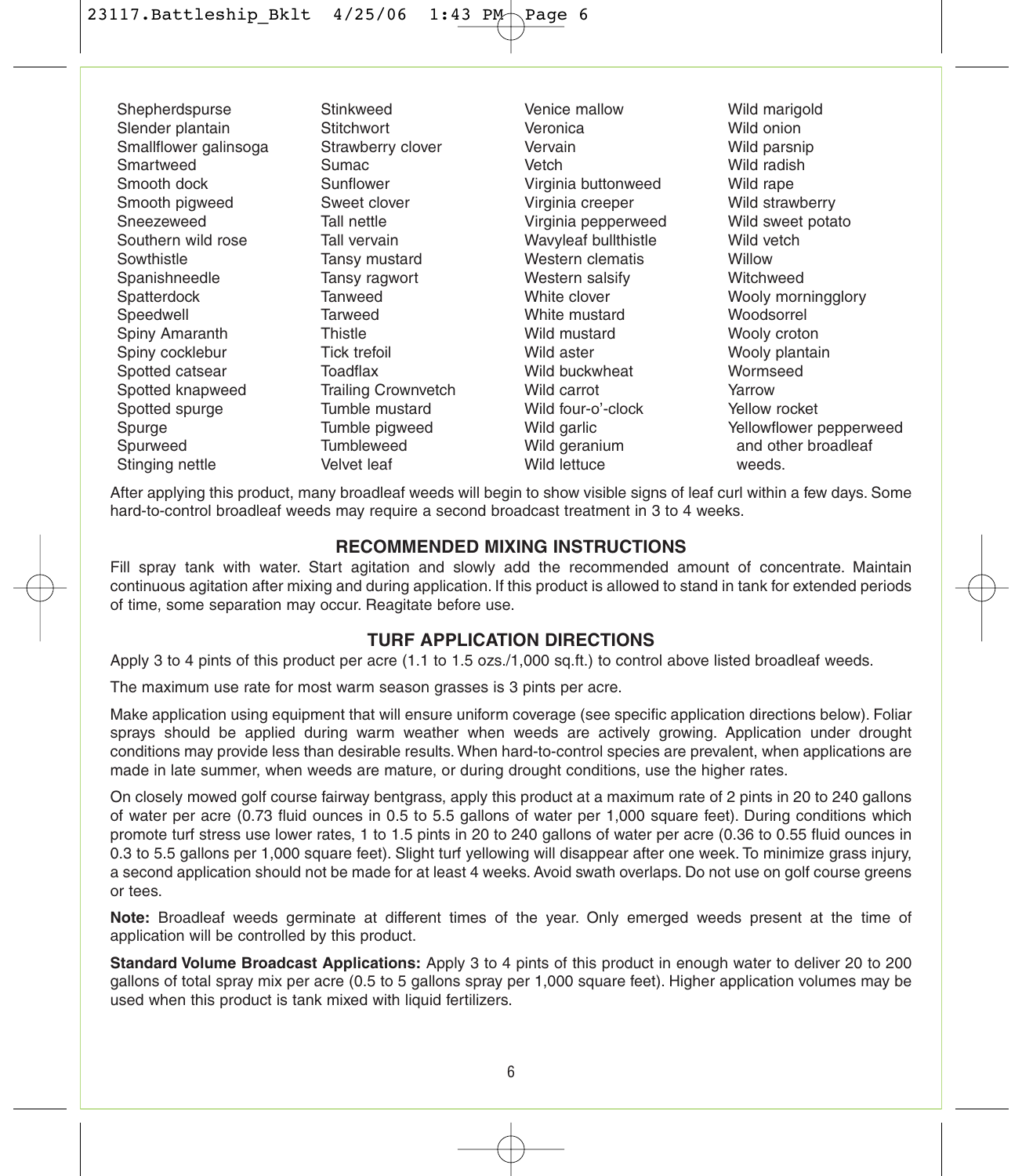Shepherdspurse
Slender plantain
Smallflower galinsoga
Smartweed
Smooth dock
Smooth pigweed
Sneezeweed
Southern wild rose
Sowthistle
Spanishneedle
Spatterdock
Speedwell
Spiny Amaranth
Spiny cocklebur
Spotted catsear
Spotted knapweed
Spotted spurge
Spurge
Spurweed
Stinging nettle
Stinkweed
Stitchwort
Strawberry clover
Sumac
Sunflower
Sweet clover
Tall nettle
Tall vervain
Tansy mustard
Tansy ragwort
Tanweed
Tarweed
Thistle
Tick trefoil
Toadflax
Trailing Crownvetch
Tumble mustard
Tumble pigweed
Tumbleweed
Velvet leaf
Venice mallow
Veronica
Vervain
Vetch
Virginia buttonweed
Virginia creeper
Virginia pepperweed
Wavyleaf bullthistle
Western clematis
Western salsify
White clover
White mustard
Wild mustard
Wild aster
Wild buckwheat
Wild carrot
Wild four-o'-clock
Wild garlic
Wild geranium
Wild lettuce
Wild marigold
Wild onion
Wild parsnip
Wild radish
Wild rape
Wild strawberry
Wild sweet potato
Wild vetch
Willow
Witchweed
Wooly morningglory
Woodsorrel
Wooly croton
Wooly plantain
Wormseed
Yarrow
Yellow rocket
Yellowflower pepperweed and other broadleaf weeds.

After applying this product, many broadleaf weeds will begin to show visible signs of leaf curl within a few days. Some hard-to-control broadleaf weeds may require a second broadcast treatment in 3 to 4 weeks.

## RECOMMENDED MIXING INSTRUCTIONS

Fill spray tank with water. Start agitation and slowly add the recommended amount of concentrate. Maintain continuous agitation after mixing and during application. If this product is allowed to stand in tank for extended periods of time, some separation may occur. Reagitate before use.

## TURF APPLICATION DIRECTIONS

Apply 3 to 4 pints of this product per acre (1.1 to 1.5 ozs./1,000 sq.ft.) to control above listed broadleaf weeds.

The maximum use rate for most warm season grasses is 3 pints per acre.

Make application using equipment that will ensure uniform coverage (see specific application directions below). Foliar sprays should be applied during warm weather when weeds are actively growing. Application under drought conditions may provide less than desirable results. When hard-to-control species are prevalent, when applications are made in late summer, when weeds are mature, or during drought conditions, use the higher rates.

On closely mowed golf course fairway bentgrass, apply this product at a maximum rate of 2 pints in 20 to 240 gallons of water per acre (0.73 fluid ounces in 0.5 to 5.5 gallons of water per 1,000 square feet). During conditions which promote turf stress use lower rates, 1 to 1.5 pints in 20 to 240 gallons of water per acre (0.36 to 0.55 fluid ounces in 0.3 to 5.5 gallons per 1,000 square feet). Slight turf yellowing will disappear after one week. To minimize grass injury, a second application should not be made for at least 4 weeks. Avoid swath overlaps. Do not use on golf course greens or tees.

**Note:** Broadleaf weeds germinate at different times of the year. Only emerged weeds present at the time of application will be controlled by this product.

**Standard Volume Broadcast Applications:** Apply 3 to 4 pints of this product in enough water to deliver 20 to 200 gallons of total spray mix per acre (0.5 to 5 gallons spray per 1,000 square feet). Higher application volumes may be used when this product is tank mixed with liquid fertilizers.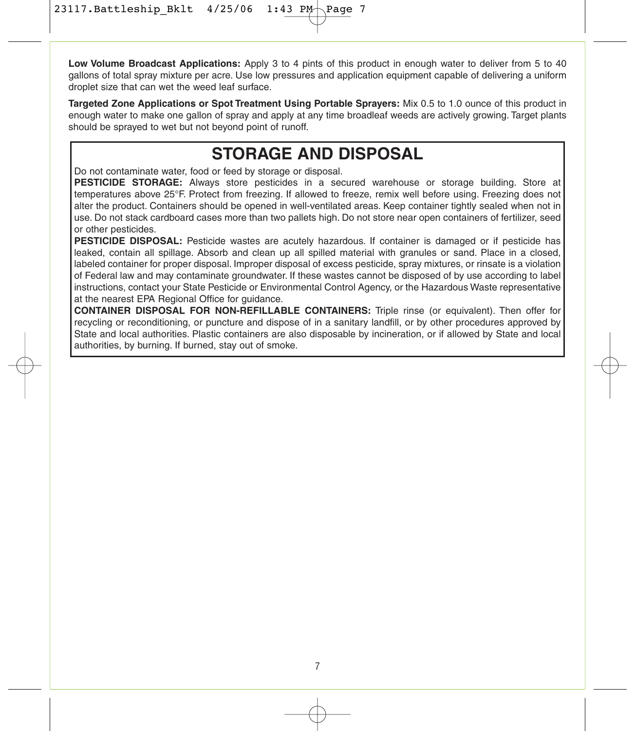**Low Volume Broadcast Applications:** Apply 3 to 4 pints of this product in enough water to deliver from 5 to 40 gallons of total spray mixture per acre. Use low pressures and application equipment capable of delivering a uniform droplet size that can wet the weed leaf surface.

**Targeted Zone Applications or Spot Treatment Using Portable Sprayers:** Mix 0.5 to 1.0 ounce of this product in enough water to make one gallon of spray and apply at any time broadleaf weeds are actively growing. Target plants should be sprayed to wet but not beyond point of runoff.

## STORAGE AND DISPOSAL

Do not contaminate water, food or feed by storage or disposal.

**PESTICIDE STORAGE:** Always store pesticides in a secured warehouse or storage building. Store at temperatures above 25°F. Protect from freezing. If allowed to freeze, remix well before using. Freezing does not alter the product. Containers should be opened in well-ventilated areas. Keep container tightly sealed when not in use. Do not stack cardboard cases more than two pallets high. Do not store near open containers of fertilizer, seed or other pesticides.

**PESTICIDE DISPOSAL:** Pesticide wastes are acutely hazardous. If container is damaged or if pesticide has leaked, contain all spillage. Absorb and clean up all spilled material with granules or sand. Place in a closed, labeled container for proper disposal. Improper disposal of excess pesticide, spray mixtures, or rinsate is a violation of Federal law and may contaminate groundwater. If these wastes cannot be disposed of by use according to label instructions, contact your State Pesticide or Environmental Control Agency, or the Hazardous Waste representative at the nearest EPA Regional Office for guidance.

**CONTAINER DISPOSAL FOR NON-REFILLABLE CONTAINERS:** Triple rinse (or equivalent). Then offer for recycling or reconditioning, or puncture and dispose of in a sanitary landfill, or by other procedures approved by State and local authorities. Plastic containers are also disposable by incineration, or if allowed by State and local authorities, by burning. If burned, stay out of smoke.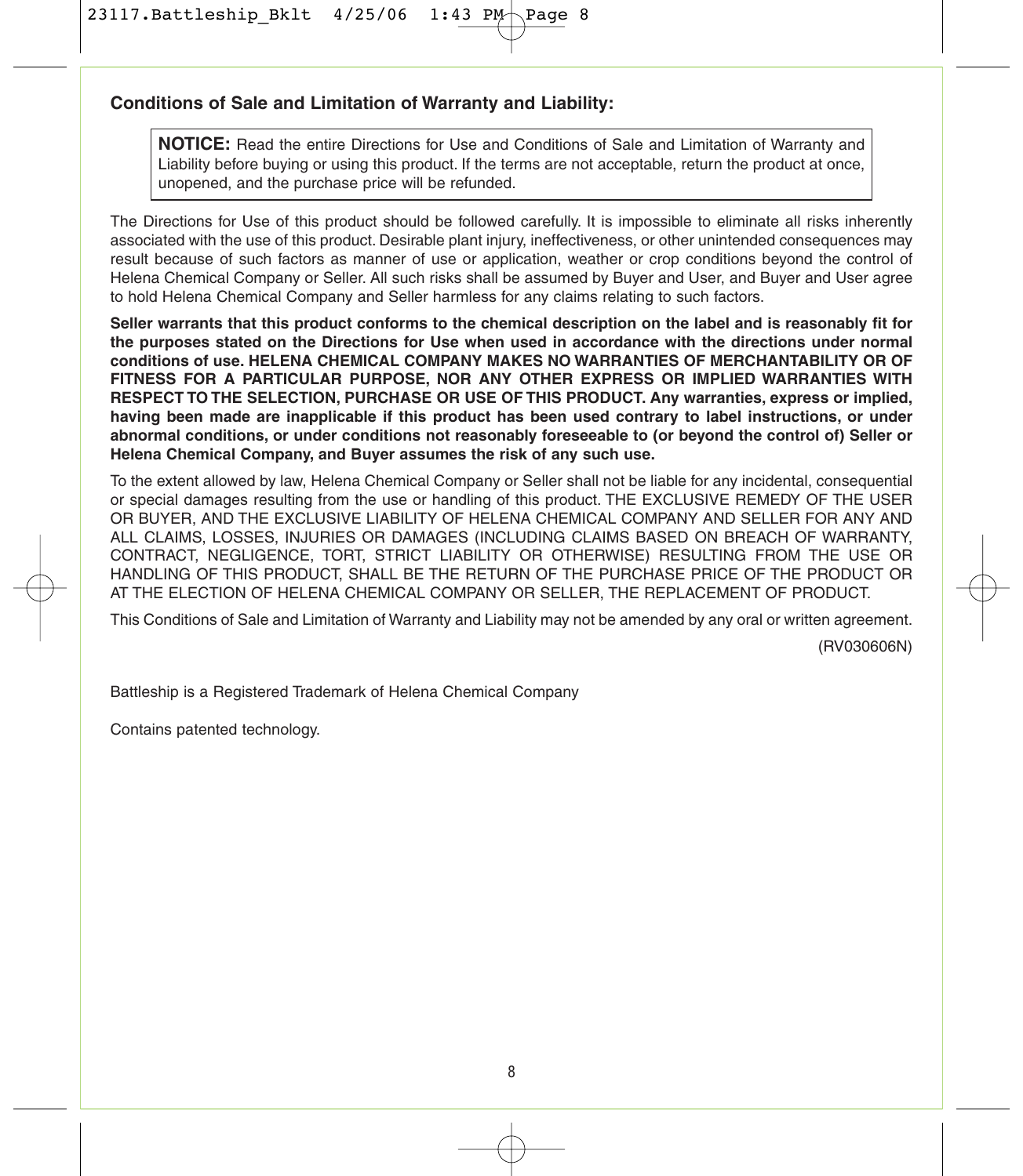## Conditions of Sale and Limitation of Warranty and Liability:

> **NOTICE:** Read the entire Directions for Use and Conditions of Sale and Limitation of Warranty and Liability before buying or using this product. If the terms are not acceptable, return the product at once, unopened, and the purchase price will be refunded.

The Directions for Use of this product should be followed carefully. It is impossible to eliminate all risks inherently associated with the use of this product. Desirable plant injury, ineffectiveness, or other unintended consequences may result because of such factors as manner of use or application, weather or crop conditions beyond the control of Helena Chemical Company or Seller. All such risks shall be assumed by Buyer and User, and Buyer and User agree to hold Helena Chemical Company and Seller harmless for any claims relating to such factors.

**Seller warrants that this product conforms to the chemical description on the label and is reasonably fit for the purposes stated on the Directions for Use when used in accordance with the directions under normal conditions of use. HELENA CHEMICAL COMPANY MAKES NO WARRANTIES OF MERCHANTABILITY OR OF FITNESS FOR A PARTICULAR PURPOSE, NOR ANY OTHER EXPRESS OR IMPLIED WARRANTIES WITH RESPECT TO THE SELECTION, PURCHASE OR USE OF THIS PRODUCT. Any warranties, express or implied, having been made are inapplicable if this product has been used contrary to label instructions, or under abnormal conditions, or under conditions not reasonably foreseeable to (or beyond the control of) Seller or Helena Chemical Company, and Buyer assumes the risk of any such use.**

To the extent allowed by law, Helena Chemical Company or Seller shall not be liable for any incidental, consequential or special damages resulting from the use or handling of this product. THE EXCLUSIVE REMEDY OF THE USER OR BUYER, AND THE EXCLUSIVE LIABILITY OF HELENA CHEMICAL COMPANY AND SELLER FOR ANY AND ALL CLAIMS, LOSSES, INJURIES OR DAMAGES (INCLUDING CLAIMS BASED ON BREACH OF WARRANTY, CONTRACT, NEGLIGENCE, TORT, STRICT LIABILITY OR OTHERWISE) RESULTING FROM THE USE OR HANDLING OF THIS PRODUCT, SHALL BE THE RETURN OF THE PURCHASE PRICE OF THE PRODUCT OR AT THE ELECTION OF HELENA CHEMICAL COMPANY OR SELLER, THE REPLACEMENT OF PRODUCT.

This Conditions of Sale and Limitation of Warranty and Liability may not be amended by any oral or written agreement.

(RV030606N)

Battleship is a Registered Trademark of Helena Chemical Company

Contains patented technology.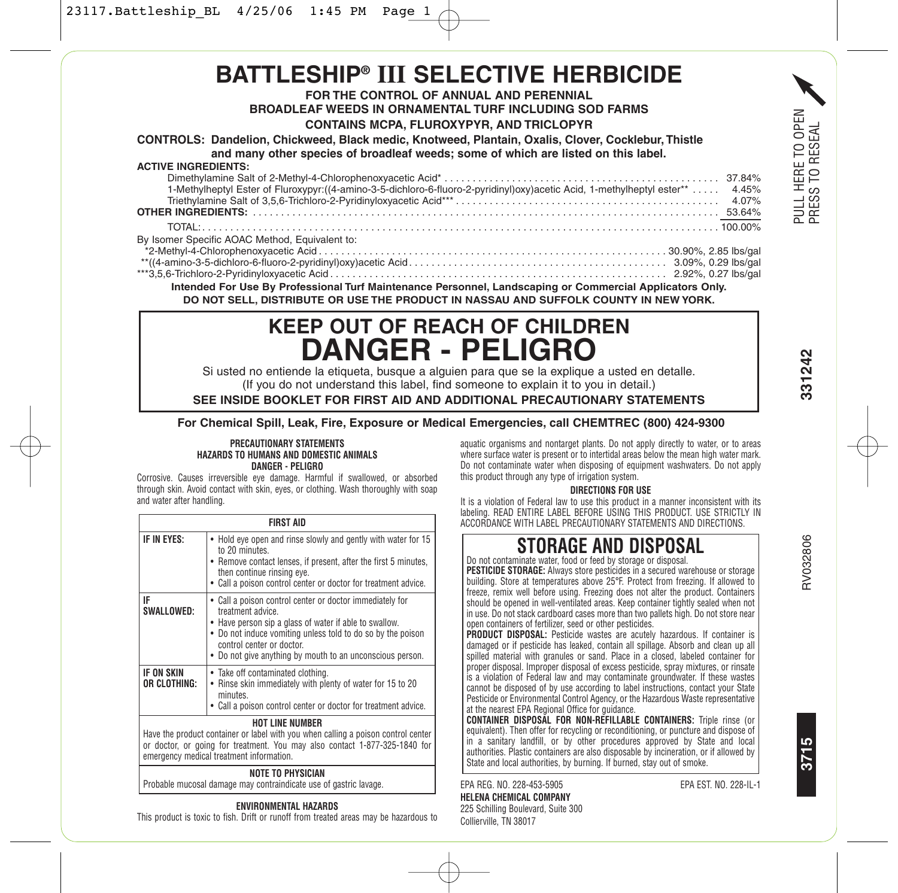# BATTLESHIP® III SELECTIVE HERBICIDE

**FOR THE CONTROL OF ANNUAL AND PERENNIAL BROADLEAF WEEDS IN ORNAMENTAL TURF INCLUDING SOD FARMS**

**CONTAINS MCPA, FLUROXYPYR, AND TRICLOPYR**

**CONTROLS: Dandelion, Chickweed, Black medic, Knotweed, Plantain, Oxalis, Clover, Cocklebur, Thistle and many other species of broadleaf weeds; some of which are listed on this label.**

| | |
|---|---|
| **ACTIVE INGREDIENTS:** | |
| Dimethylamine Salt of 2-Methyl-4-Chlorophenoxyacetic Acid* | 37.84% |
| 1-Methylheptyl Ester of Fluroxypyr:((4-amino-3-5-dichloro-6-fluoro-2-pyridinyl)oxy)acetic Acid, 1-methylheptyl ester** | 4.45% |
| Triethylamine Salt of 3,5,6-Trichloro-2-Pyridinyloxyacetic Acid*** | 4.07% |
| **OTHER INGREDIENTS:** | 53.64% |
| TOTAL: | 100.00% |

By Isomer Specific AOAC Method, Equivalent to:

| | |
|---|---|
| *2-Methyl-4-Chlorophenoxyacetic Acid | 30.90%, 2.85 lbs/gal |
| **((4-amino-3-5-dichloro-6-fluoro-2-pyridinyl)oxy)acetic Acid | 3.09%, 0.29 lbs/gal |
| ***3,5,6-Trichloro-2-Pyridinyloxyacetic Acid | 2.92%, 0.27 lbs/gal |

**Intended For Use By Professional Turf Maintenance Personnel, Landscaping or Commercial Applicators Only.**

**DO NOT SELL, DISTRIBUTE OR USE THE PRODUCT IN NASSAU AND SUFFOLK COUNTY IN NEW YORK.**

## KEEP OUT OF REACH OF CHILDREN

# DANGER - PELIGRO

Si usted no entiende la etiqueta, busque a alguien para que se la explique a usted en detalle.
(If you do not understand this label, find someone to explain it to you in detail.)

**SEE INSIDE BOOKLET FOR FIRST AID AND ADDITIONAL PRECAUTIONARY STATEMENTS**

**For Chemical Spill, Leak, Fire, Exposure or Medical Emergencies, call CHEMTREC (800) 424-9300**

### PRECAUTIONARY STATEMENTS
### HAZARDS TO HUMANS AND DOMESTIC ANIMALS
### DANGER - PELIGRO

Corrosive. Causes irreversible eye damage. Harmful if swallowed, or absorbed through skin. Avoid contact with skin, eyes, or clothing. Wash thoroughly with soap and water after handling.

| FIRST AID | |
|---|---|
| **IF IN EYES:** | • Hold eye open and rinse slowly and gently with water for 15 to 20 minutes.<br>• Remove contact lenses, if present, after the first 5 minutes, then continue rinsing eye.<br>• Call a poison control center or doctor for treatment advice. |
| **IF SWALLOWED:** | • Call a poison control center or doctor immediately for treatment advice.<br>• Have person sip a glass of water if able to swallow.<br>• Do not induce vomiting unless told to do so by the poison control center or doctor.<br>• Do not give anything by mouth to an unconscious person. |
| **IF ON SKIN OR CLOTHING:** | • Take off contaminated clothing.<br>• Rinse skin immediately with plenty of water for 15 to 20 minutes.<br>• Call a poison control center or doctor for treatment advice. |
| **HOT LINE NUMBER** Have the product container or label with you when calling a poison control center or doctor, or going for treatment. You may also contact 1-877-325-1840 for emergency medical treatment information. | |
| **NOTE TO PHYSICIAN** Probable mucosal damage may contraindicate use of gastric lavage. | |

### ENVIRONMENTAL HAZARDS

This product is toxic to fish. Drift or runoff from treated areas may be hazardous to aquatic organisms and nontarget plants. Do not apply directly to water, or to areas where surface water is present or to intertidal areas below the mean high water mark. Do not contaminate water when disposing of equipment washwaters. Do not apply this product through any type of irrigation system.

### DIRECTIONS FOR USE

It is a violation of Federal law to use this product in a manner inconsistent with its labeling. READ ENTIRE LABEL BEFORE USING THIS PRODUCT. USE STRICTLY IN ACCORDANCE WITH LABEL PRECAUTIONARY STATEMENTS AND DIRECTIONS.

## STORAGE AND DISPOSAL

Do not contaminate water, food or feed by storage or disposal.

**PESTICIDE STORAGE:** Always store pesticides in a secured warehouse or storage building. Store at temperatures above 25°F. Protect from freezing. If allowed to freeze, remix well before using. Freezing does not alter the product. Containers should be opened in well-ventilated areas. Keep container tightly sealed when not in use. Do not stack cardboard cases more than two pallets high. Do not store near open containers of fertilizer, seed or other pesticides.

**PRODUCT DISPOSAL:** Pesticide wastes are acutely hazardous. If container is damaged or if pesticide has leaked, contain all spillage. Absorb and clean up all spilled material with granules or sand. Place in a closed, labeled container for proper disposal. Improper disposal of excess pesticide, spray mixtures, or rinsate is a violation of Federal law and may contaminate groundwater. If these wastes cannot be disposed of by use according to label instructions, contact your State Pesticide or Environmental Control Agency, or the Hazardous Waste representative at the nearest EPA Regional Office for guidance.

**CONTAINER DISPOSAL FOR NON-REFILLABLE CONTAINERS:** Triple rinse (or equivalent). Then offer for recycling or reconditioning, or puncture and dispose of in a sanitary landfill, or by other procedures approved by State and local authorities. Plastic containers are also disposable by incineration, or if allowed by State and local authorities, by burning. If burned, stay out of smoke.

EPA REG. NO. 228-453-5905

EPA EST. NO. 228-IL-1

**HELENA CHEMICAL COMPANY**
225 Schilling Boulevard, Suite 300
Collierville, TN 38017

PULL HERE TO OPEN
PRESS TO RESEAL

331242

RV032806

3715